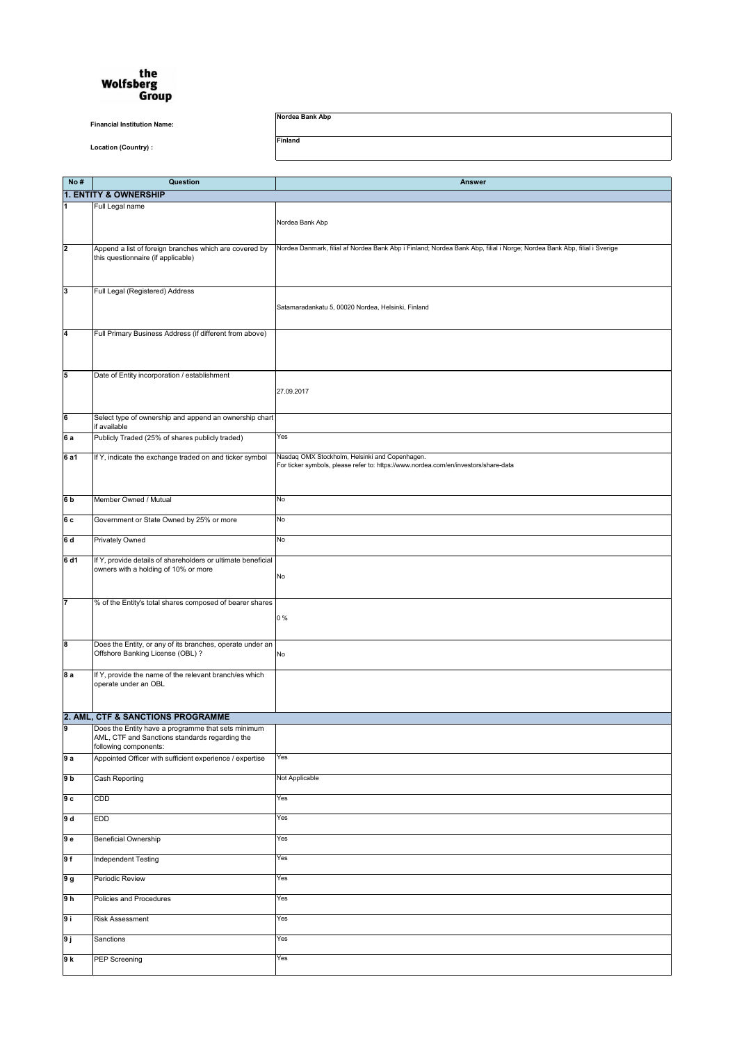the Wolfsberg Group

**Financial Institution Name:** Nordea Bank Abp

**Location (Country) :** Finland

| No # | Question | Answer |
|---|---|---|
| **1. ENTITY & OWNERSHIP** | | |
| 1 | Full Legal name | Nordea Bank Abp |
| 2 | Append a list of foreign branches which are covered by this questionnaire (if applicable) | Nordea Danmark, filial af Nordea Bank Abp i Finland; Nordea Bank Abp, filial i Norge; Nordea Bank Abp, filial i Sverige |
| 3 | Full Legal (Registered) Address | Satamaradankatu 5, 00020 Nordea, Helsinki, Finland |
| 4 | Full Primary Business Address (if different from above) | |
| 5 | Date of Entity incorporation / establishment | 27.09.2017 |
| 6 | Select type of ownership and append an ownership chart if available | |
| 6 a | Publicly Traded (25% of shares publicly traded) | Yes |
| 6 a1 | If Y, indicate the exchange traded on and ticker symbol | Nasdaq OMX Stockholm, Helsinki and Copenhagen. For ticker symbols, please refer to: https://www.nordea.com/en/investors/share-data |
| 6 b | Member Owned / Mutual | No |
| 6 c | Government or State Owned by 25% or more | No |
| 6 d | Privately Owned | No |
| 6 d1 | If Y, provide details of shareholders or ultimate beneficial owners with a holding of 10% or more | No |
| 7 | % of the Entity's total shares composed of bearer shares | 0 % |
| 8 | Does the Entity, or any of its branches, operate under an Offshore Banking License (OBL) ? | No |
| 8 a | If Y, provide the name of the relevant branch/es which operate under an OBL | |
| **2. AML, CTF & SANCTIONS PROGRAMME** | | |
| 9 | Does the Entity have a programme that sets minimum AML, CTF and Sanctions standards regarding the following components: | |
| 9 a | Appointed Officer with sufficient experience / expertise | Yes |
| 9 b | Cash Reporting | Not Applicable |
| 9 c | CDD | Yes |
| 9 d | EDD | Yes |
| 9 e | Beneficial Ownership | Yes |
| 9 f | Independent Testing | Yes |
| 9 g | Periodic Review | Yes |
| 9 h | Policies and Procedures | Yes |
| 9 i | Risk Assessment | Yes |
| 9 j | Sanctions | Yes |
| 9 k | PEP Screening | Yes |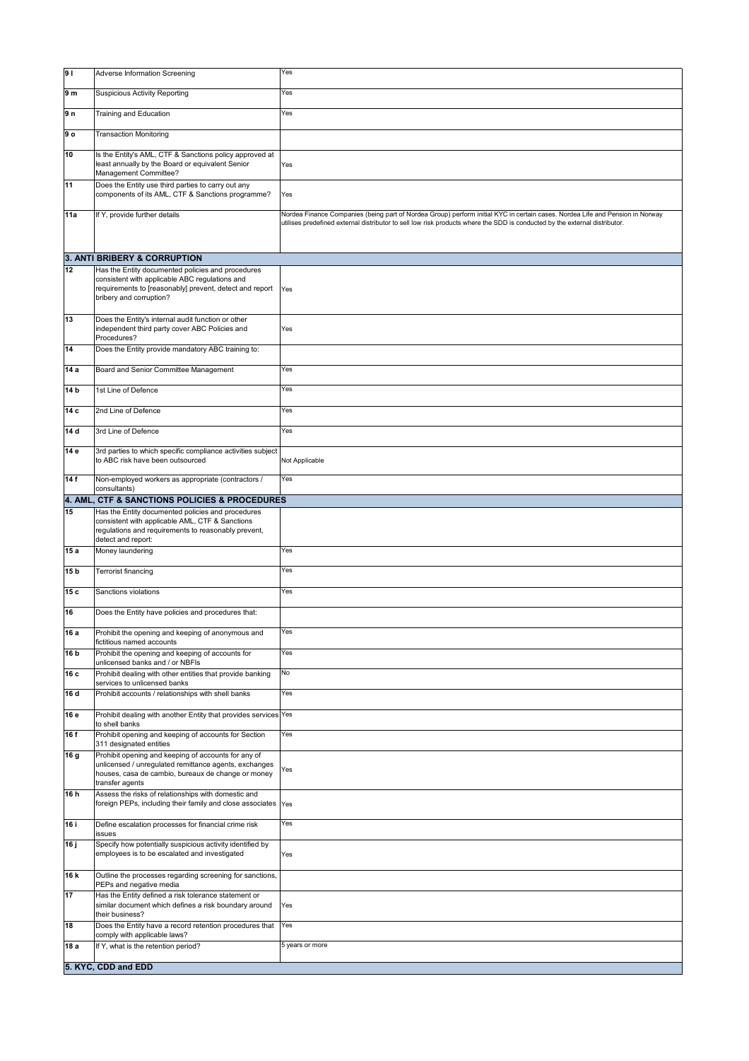| | | |
|---|---|---|
| 9 l | Adverse Information Screening | Yes |
| 9 m | Suspicious Activity Reporting | Yes |
| 9 n | Training and Education | Yes |
| 9 o | Transaction Monitoring | |
| 10 | Is the Entity's AML, CTF & Sanctions policy approved at least annually by the Board or equivalent Senior Management Committee? | Yes |
| 11 | Does the Entity use third parties to carry out any components of its AML, CTF & Sanctions programme? | Yes |
| 11a | If Y, provide further details | Nordea Finance Companies (being part of Nordea Group) perform initial KYC in certain cases. Nordea Life and Pension in Norway utilises predefined external distributor to sell low risk products where the SDD is conducted by the external distributor. |
| **3. ANTI BRIBERY & CORRUPTION** | | |
| 12 | Has the Entity documented policies and procedures consistent with applicable ABC regulations and requirements to [reasonably] prevent, detect and report bribery and corruption? | Yes |
| 13 | Does the Entity's internal audit function or other independent third party cover ABC Policies and Procedures? | Yes |
| 14 | Does the Entity provide mandatory ABC training to: | |
| 14 a | Board and Senior Committee Management | Yes |
| 14 b | 1st Line of Defence | Yes |
| 14 c | 2nd Line of Defence | Yes |
| 14 d | 3rd Line of Defence | Yes |
| 14 e | 3rd parties to which specific compliance activities subject to ABC risk have been outsourced | Not Applicable |
| 14 f | Non-employed workers as appropriate (contractors / consultants) | Yes |
| **4. AML, CTF & SANCTIONS POLICIES & PROCEDURES** | | |
| 15 | Has the Entity documented policies and procedures consistent with applicable AML, CTF & Sanctions regulations and requirements to reasonably prevent, detect and report: | |
| 15 a | Money laundering | Yes |
| 15 b | Terrorist financing | Yes |
| 15 c | Sanctions violations | Yes |
| 16 | Does the Entity have policies and procedures that: | |
| 16 a | Prohibit the opening and keeping of anonymous and fictitious named accounts | Yes |
| 16 b | Prohibit the opening and keeping of accounts for unlicensed banks and / or NBFIs | Yes |
| 16 c | Prohibit dealing with other entities that provide banking services to unlicensed banks | No |
| 16 d | Prohibit accounts / relationships with shell banks | Yes |
| 16 e | Prohibit dealing with another Entity that provides services to shell banks | Yes |
| 16 f | Prohibit opening and keeping of accounts for Section 311 designated entities | Yes |
| 16 g | Prohibit opening and keeping of accounts for any of unlicensed / unregulated remittance agents, exchanges houses, casa de cambio, bureaux de change or money transfer agents | Yes |
| 16 h | Assess the risks of relationships with domestic and foreign PEPs, including their family and close associates | Yes |
| 16 i | Define escalation processes for financial crime risk issues | Yes |
| 16 j | Specify how potentially suspicious activity identified by employees is to be escalated and investigated | Yes |
| 16 k | Outline the processes regarding screening for sanctions, PEPs and negative media | |
| 17 | Has the Entity defined a risk tolerance statement or similar document which defines a risk boundary around their business? | Yes |
| 18 | Does the Entity have a record retention procedures that comply with applicable laws? | Yes |
| 18 a | If Y, what is the retention period? | 5 years or more |
| **5. KYC, CDD and EDD** | | |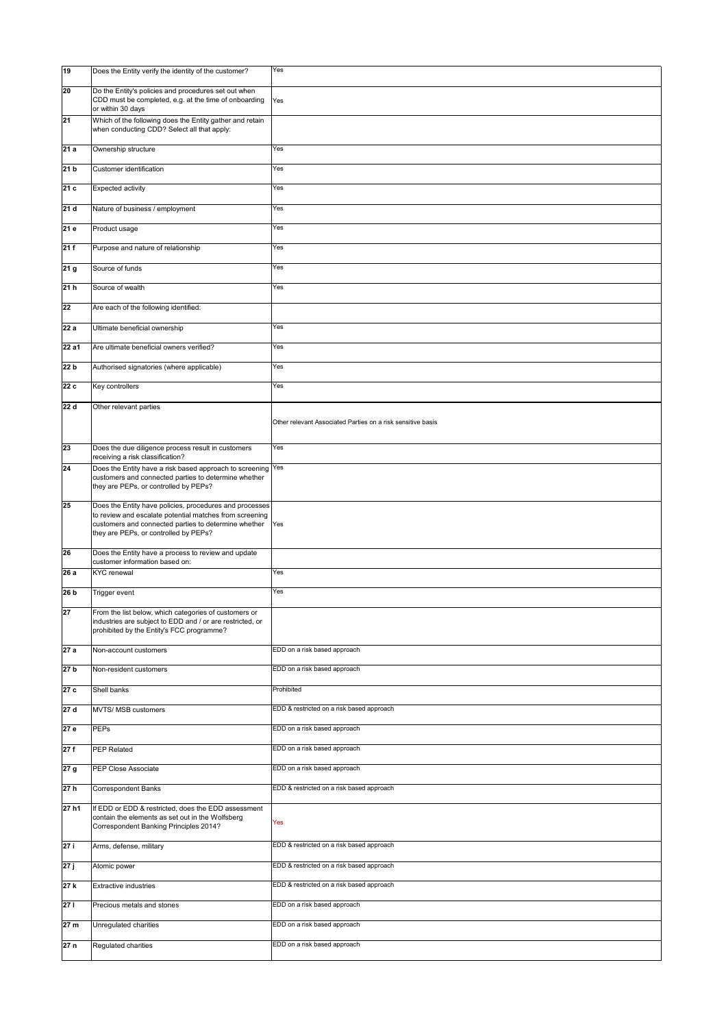| | | |
|---|---|---|
| 19 | Does the Entity verify the identity of the customer? | Yes |
| 20 | Do the Entity's policies and procedures set out when CDD must be completed, e.g. at the time of onboarding or within 30 days | Yes |
| 21 | Which of the following does the Entity gather and retain when conducting CDD? Select all that apply: | |
| 21 a | Ownership structure | Yes |
| 21 b | Customer identification | Yes |
| 21 c | Expected activity | Yes |
| 21 d | Nature of business / employment | Yes |
| 21 e | Product usage | Yes |
| 21 f | Purpose and nature of relationship | Yes |
| 21 g | Source of funds | Yes |
| 21 h | Source of wealth | Yes |
| 22 | Are each of the following identified: | |
| 22 a | Ultimate beneficial ownership | Yes |
| 22 a1 | Are ultimate beneficial owners verified? | Yes |
| 22 b | Authorised signatories (where applicable) | Yes |
| 22 c | Key controllers | Yes |
| 22 d | Other relevant parties | Other relevant Associated Parties on a risk sensitive basis |
| 23 | Does the due diligence process result in customers receiving a risk classification? | Yes |
| 24 | Does the Entity have a risk based approach to screening customers and connected parties to determine whether they are PEPs, or controlled by PEPs? | Yes |
| 25 | Does the Entity have policies, procedures and processes to review and escalate potential matches from screening customers and connected parties to determine whether they are PEPs, or controlled by PEPs? | Yes |
| 26 | Does the Entity have a process to review and update customer information based on: | |
| 26 a | KYC renewal | Yes |
| 26 b | Trigger event | Yes |
| 27 | From the list below, which categories of customers or industries are subject to EDD and / or are restricted, or prohibited by the Entity's FCC programme? | |
| 27 a | Non-account customers | EDD on a risk based approach |
| 27 b | Non-resident customers | EDD on a risk based approach |
| 27 c | Shell banks | Prohibited |
| 27 d | MVTS/ MSB customers | EDD & restricted on a risk based approach |
| 27 e | PEPs | EDD on a risk based approach |
| 27 f | PEP Related | EDD on a risk based approach |
| 27 g | PEP Close Associate | EDD on a risk based approach |
| 27 h | Correspondent Banks | EDD & restricted on a risk based approach |
| 27 h1 | If EDD or EDD & restricted, does the EDD assessment contain the elements as set out in the Wolfsberg Correspondent Banking Principles 2014? | Yes |
| 27 i | Arms, defense, military | EDD & restricted on a risk based approach |
| 27 j | Atomic power | EDD & restricted on a risk based approach |
| 27 k | Extractive industries | EDD & restricted on a risk based approach |
| 27 l | Precious metals and stones | EDD on a risk based approach |
| 27 m | Unregulated charities | EDD on a risk based approach |
| 27 n | Regulated charities | EDD on a risk based approach |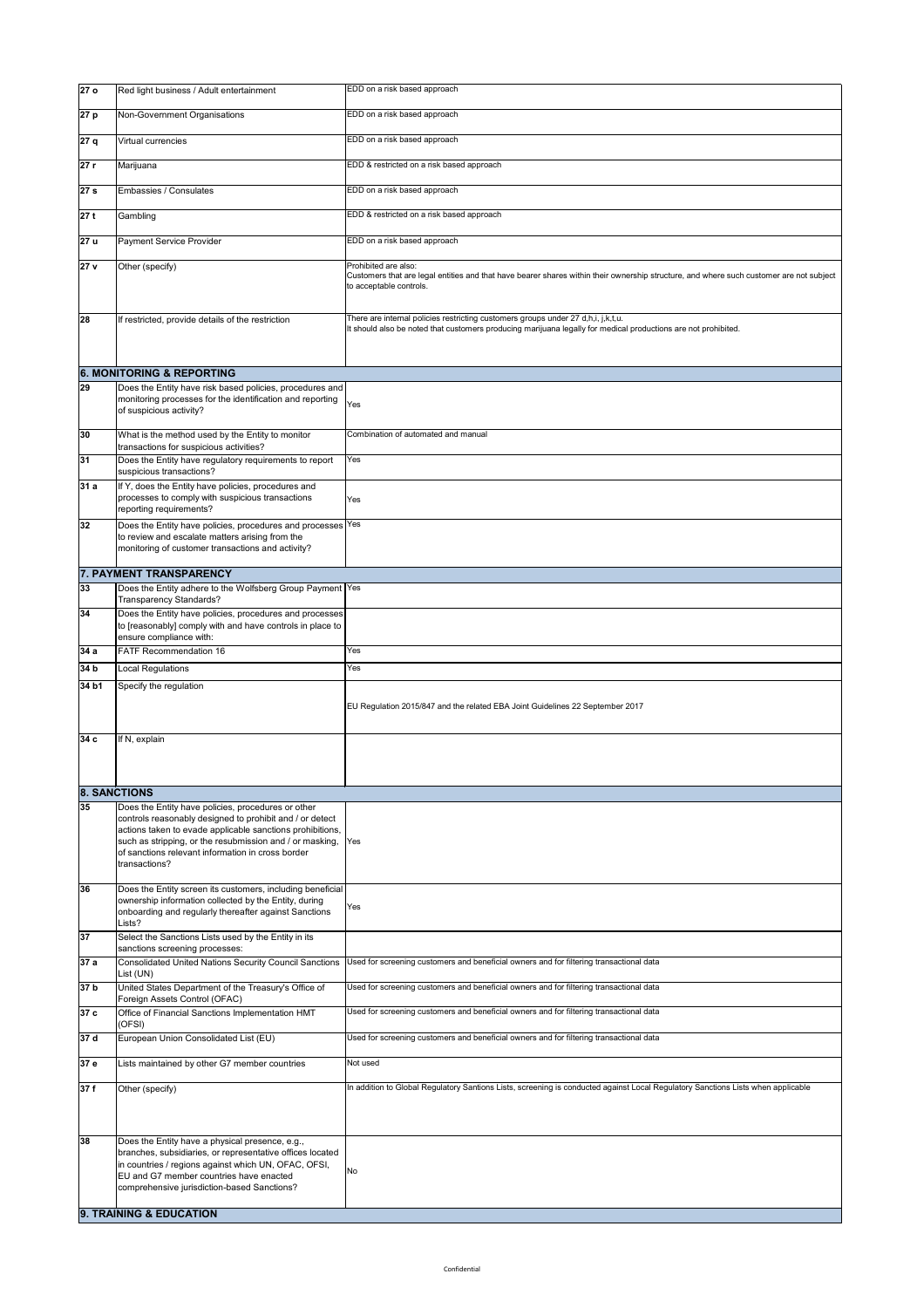| | | |
|---|---|---|
| 27 o | Red light business / Adult entertainment | EDD on a risk based approach |
| 27 p | Non-Government Organisations | EDD on a risk based approach |
| 27 q | Virtual currencies | EDD on a risk based approach |
| 27 r | Marijuana | EDD & restricted on a risk based approach |
| 27 s | Embassies / Consulates | EDD on a risk based approach |
| 27 t | Gambling | EDD & restricted on a risk based approach |
| 27 u | Payment Service Provider | EDD on a risk based approach |
| 27 v | Other (specify) | Prohibited are also: Customers that are legal entities and that have bearer shares within their ownership structure, and where such customer are not subject to acceptable controls. |
| 28 | If restricted, provide details of the restriction | There are internal policies restricting customers groups under 27 d,h,i, j,k,t,u. It should also be noted that customers producing marijuana legally for medical productions are not prohibited. |
| **6. MONITORING & REPORTING** | | |
| 29 | Does the Entity have risk based policies, procedures and monitoring processes for the identification and reporting of suspicious activity? | Yes |
| 30 | What is the method used by the Entity to monitor transactions for suspicious activities? | Combination of automated and manual |
| 31 | Does the Entity have regulatory requirements to report suspicious transactions? | Yes |
| 31 a | If Y, does the Entity have policies, procedures and processes to comply with suspicious transactions reporting requirements? | Yes |
| 32 | Does the Entity have policies, procedures and processes to review and escalate matters arising from the monitoring of customer transactions and activity? | Yes |
| **7. PAYMENT TRANSPARENCY** | | |
| 33 | Does the Entity adhere to the Wolfsberg Group Payment Transparency Standards? | Yes |
| 34 | Does the Entity have policies, procedures and processes to [reasonably] comply with and have controls in place to ensure compliance with: | |
| 34 a | FATF Recommendation 16 | Yes |
| 34 b | Local Regulations | Yes |
| 34 b1 | Specify the regulation | EU Regulation 2015/847 and the related EBA Joint Guidelines 22 September 2017 |
| 34 c | If N, explain | |
| **8. SANCTIONS** | | |
| 35 | Does the Entity have policies, procedures or other controls reasonably designed to prohibit and / or detect actions taken to evade applicable sanctions prohibitions, such as stripping, or the resubmission and / or masking, of sanctions relevant information in cross border transactions? | Yes |
| 36 | Does the Entity screen its customers, including beneficial ownership information collected by the Entity, during onboarding and regularly thereafter against Sanctions Lists? | Yes |
| 37 | Select the Sanctions Lists used by the Entity in its sanctions screening processes: | |
| 37 a | Consolidated United Nations Security Council Sanctions List (UN) | Used for screening customers and beneficial owners and for filtering transactional data |
| 37 b | United States Department of the Treasury's Office of Foreign Assets Control (OFAC) | Used for screening customers and beneficial owners and for filtering transactional data |
| 37 c | Office of Financial Sanctions Implementation HMT (OFSI) | Used for screening customers and beneficial owners and for filtering transactional data |
| 37 d | European Union Consolidated List (EU) | Used for screening customers and beneficial owners and for filtering transactional data |
| 37 e | Lists maintained by other G7 member countries | Not used |
| 37 f | Other (specify) | In addition to Global Regulatory Santions Lists, screening is conducted against Local Regulatory Sanctions Lists when applicable |
| 38 | Does the Entity have a physical presence, e.g., branches, subsidiaries, or representative offices located in countries / regions against which UN, OFAC, OFSI, EU and G7 member countries have enacted comprehensive jurisdiction-based Sanctions? | No |
| **9. TRAINING & EDUCATION** | | |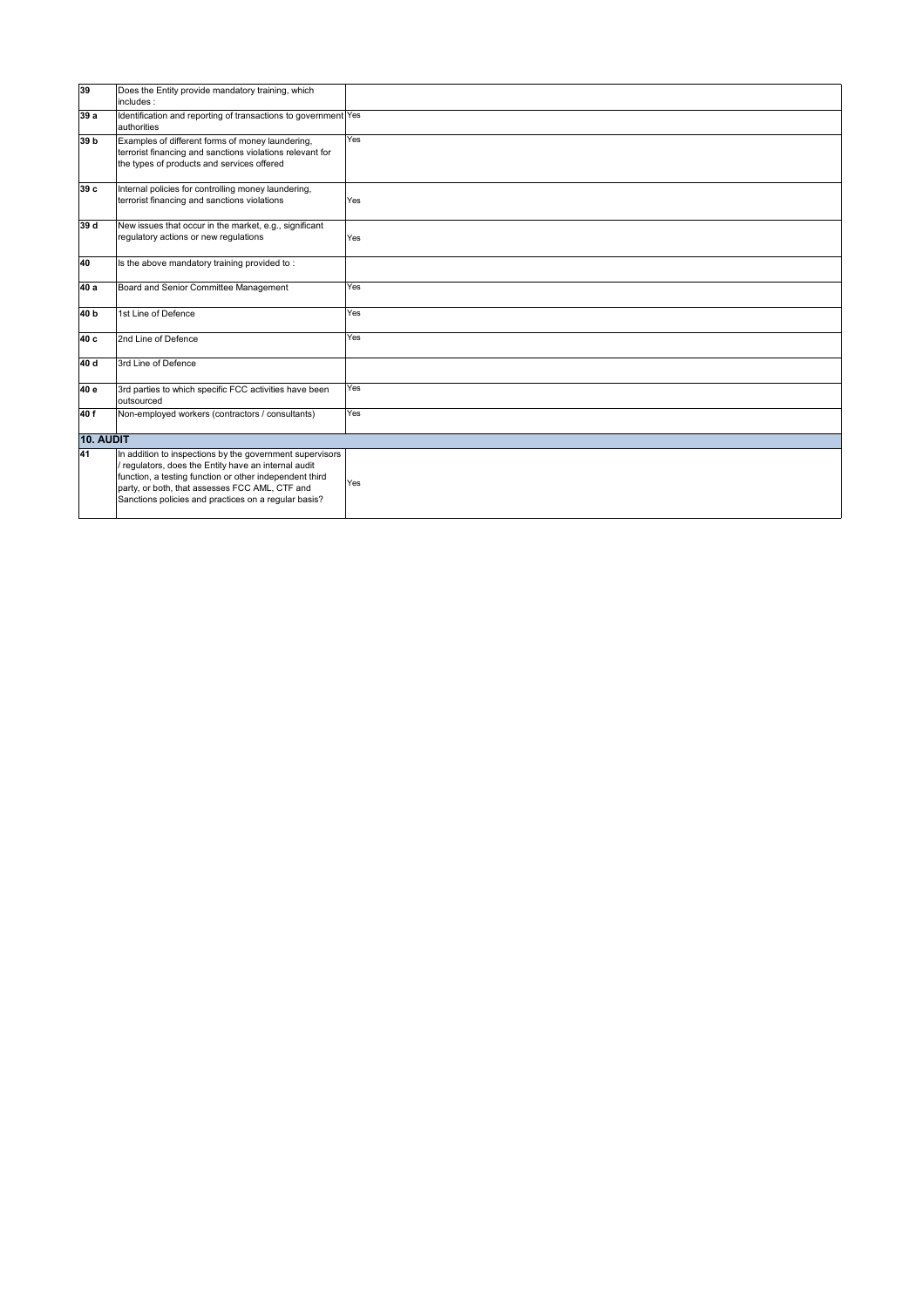| | | |
|---|---|---|
| 39 | Does the Entity provide mandatory training, which includes : | |
| 39 a | Identification and reporting of transactions to government authorities | Yes |
| 39 b | Examples of different forms of money laundering, terrorist financing and sanctions violations relevant for the types of products and services offered | Yes |
| 39 c | Internal policies for controlling money laundering, terrorist financing and sanctions violations | Yes |
| 39 d | New issues that occur in the market, e.g., significant regulatory actions or new regulations | Yes |
| 40 | Is the above mandatory training provided to : | |
| 40 a | Board and Senior Committee Management | Yes |
| 40 b | 1st Line of Defence | Yes |
| 40 c | 2nd Line of Defence | Yes |
| 40 d | 3rd Line of Defence | |
| 40 e | 3rd parties to which specific FCC activities have been outsourced | Yes |
| 40 f | Non-employed workers (contractors / consultants) | Yes |
| **10. AUDIT** | | |
| 41 | In addition to inspections by the government supervisors / regulators, does the Entity have an internal audit function, a testing function or other independent third party, or both, that assesses FCC AML, CTF and Sanctions policies and practices on a regular basis? | Yes |